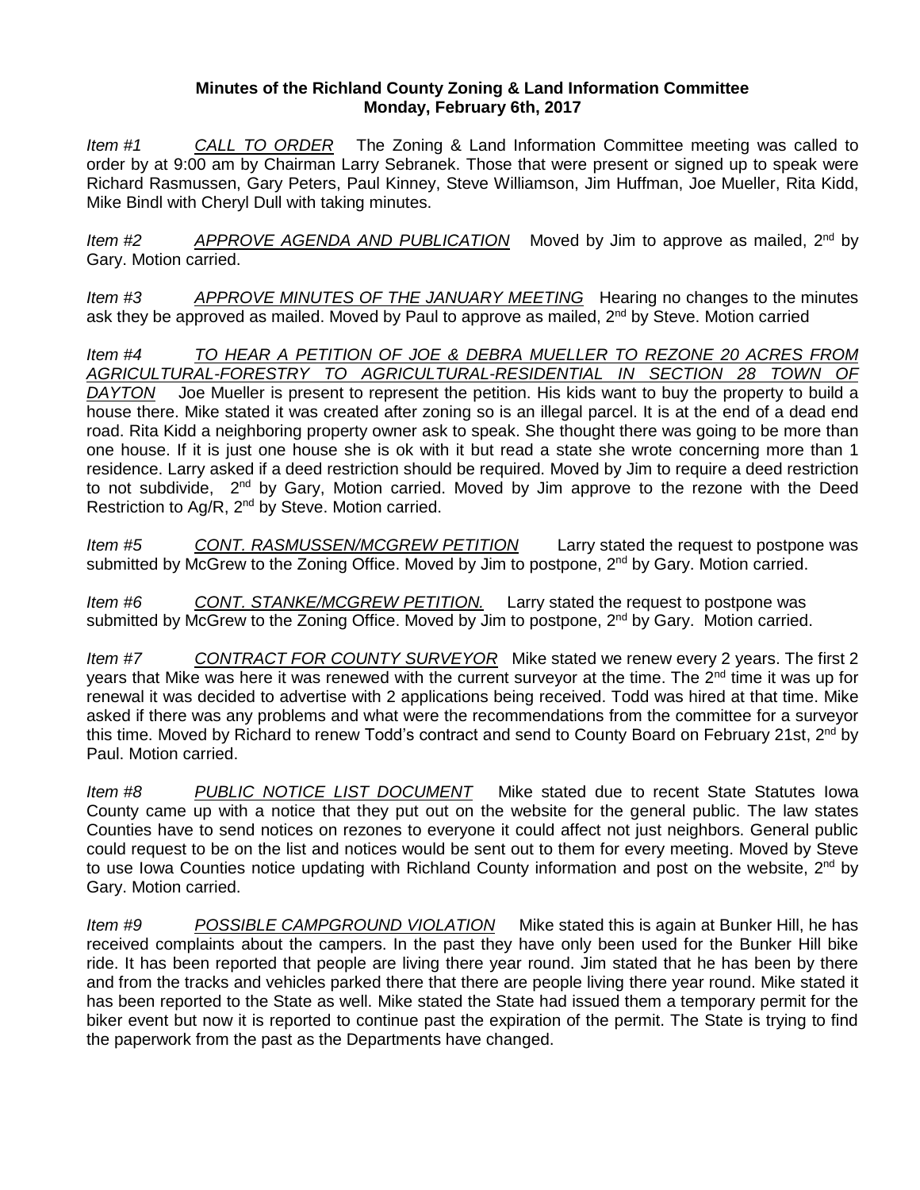**Minutes of the Richland County Zoning & Land Information Committee**
**Monday, February 6th, 2017**

*Item #1* *CALL TO ORDER* The Zoning & Land Information Committee meeting was called to order by at 9:00 am by Chairman Larry Sebranek. Those that were present or signed up to speak were Richard Rasmussen, Gary Peters, Paul Kinney, Steve Williamson, Jim Huffman, Joe Mueller, Rita Kidd, Mike Bindl with Cheryl Dull with taking minutes.

*Item #2* *APPROVE AGENDA AND PUBLICATION* Moved by Jim to approve as mailed, 2nd by Gary. Motion carried.

*Item #3* *APPROVE MINUTES OF THE JANUARY MEETING* Hearing no changes to the minutes ask they be approved as mailed. Moved by Paul to approve as mailed, 2nd by Steve. Motion carried

*Item #4* *TO HEAR A PETITION OF JOE & DEBRA MUELLER TO REZONE 20 ACRES FROM AGRICULTURAL-FORESTRY TO AGRICULTURAL-RESIDENTIAL IN SECTION 28 TOWN OF DAYTON* Joe Mueller is present to represent the petition. His kids want to buy the property to build a house there. Mike stated it was created after zoning so is an illegal parcel. It is at the end of a dead end road. Rita Kidd a neighboring property owner ask to speak. She thought there was going to be more than one house. If it is just one house she is ok with it but read a state she wrote concerning more than 1 residence. Larry asked if a deed restriction should be required. Moved by Jim to require a deed restriction to not subdivide, 2nd by Gary, Motion carried. Moved by Jim approve to the rezone with the Deed Restriction to Ag/R, 2nd by Steve. Motion carried.

*Item #5* *CONT. RASMUSSEN/MCGREW PETITION* Larry stated the request to postpone was submitted by McGrew to the Zoning Office. Moved by Jim to postpone, 2nd by Gary. Motion carried.

*Item #6* *CONT. STANKE/MCGREW PETITION.* Larry stated the request to postpone was submitted by McGrew to the Zoning Office. Moved by Jim to postpone, 2nd by Gary. Motion carried.

*Item #7* *CONTRACT FOR COUNTY SURVEYOR* Mike stated we renew every 2 years. The first 2 years that Mike was here it was renewed with the current surveyor at the time. The 2nd time it was up for renewal it was decided to advertise with 2 applications being received. Todd was hired at that time. Mike asked if there was any problems and what were the recommendations from the committee for a surveyor this time. Moved by Richard to renew Todd's contract and send to County Board on February 21st, 2nd by Paul. Motion carried.

*Item #8* *PUBLIC NOTICE LIST DOCUMENT* Mike stated due to recent State Statutes Iowa County came up with a notice that they put out on the website for the general public. The law states Counties have to send notices on rezones to everyone it could affect not just neighbors. General public could request to be on the list and notices would be sent out to them for every meeting. Moved by Steve to use Iowa Counties notice updating with Richland County information and post on the website, 2nd by Gary. Motion carried.

*Item #9* *POSSIBLE CAMPGROUND VIOLATION* Mike stated this is again at Bunker Hill, he has received complaints about the campers. In the past they have only been used for the Bunker Hill bike ride. It has been reported that people are living there year round. Jim stated that he has been by there and from the tracks and vehicles parked there that there are people living there year round. Mike stated it has been reported to the State as well. Mike stated the State had issued them a temporary permit for the biker event but now it is reported to continue past the expiration of the permit. The State is trying to find the paperwork from the past as the Departments have changed.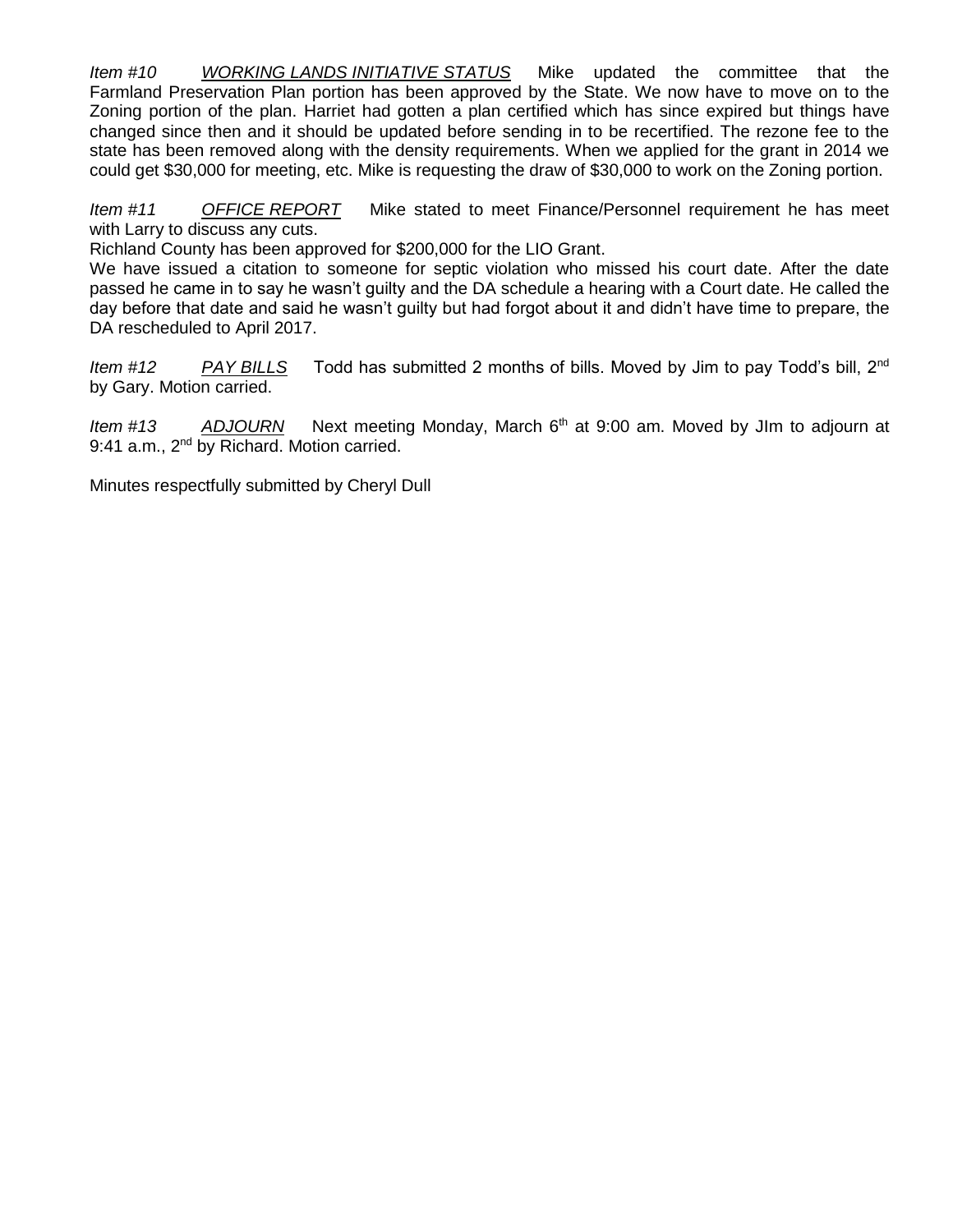*Item #10* ***WORKING LANDS INITIATIVE STATUS*** Mike updated the committee that the Farmland Preservation Plan portion has been approved by the State. We now have to move on to the Zoning portion of the plan. Harriet had gotten a plan certified which has since expired but things have changed since then and it should be updated before sending in to be recertified. The rezone fee to the state has been removed along with the density requirements. When we applied for the grant in 2014 we could get $30,000 for meeting, etc. Mike is requesting the draw of $30,000 to work on the Zoning portion.

*Item #11* ***OFFICE REPORT*** Mike stated to meet Finance/Personnel requirement he has meet with Larry to discuss any cuts.

Richland County has been approved for $200,000 for the LIO Grant.

We have issued a citation to someone for septic violation who missed his court date. After the date passed he came in to say he wasn't guilty and the DA schedule a hearing with a Court date. He called the day before that date and said he wasn't guilty but had forgot about it and didn't have time to prepare, the DA rescheduled to April 2017.

*Item #12* ***PAY BILLS*** Todd has submitted 2 months of bills. Moved by Jim to pay Todd's bill, 2nd by Gary. Motion carried.

*Item #13* ***ADJOURN*** Next meeting Monday, March 6th at 9:00 am. Moved by JIm to adjourn at 9:41 a.m., 2nd by Richard. Motion carried.

Minutes respectfully submitted by Cheryl Dull